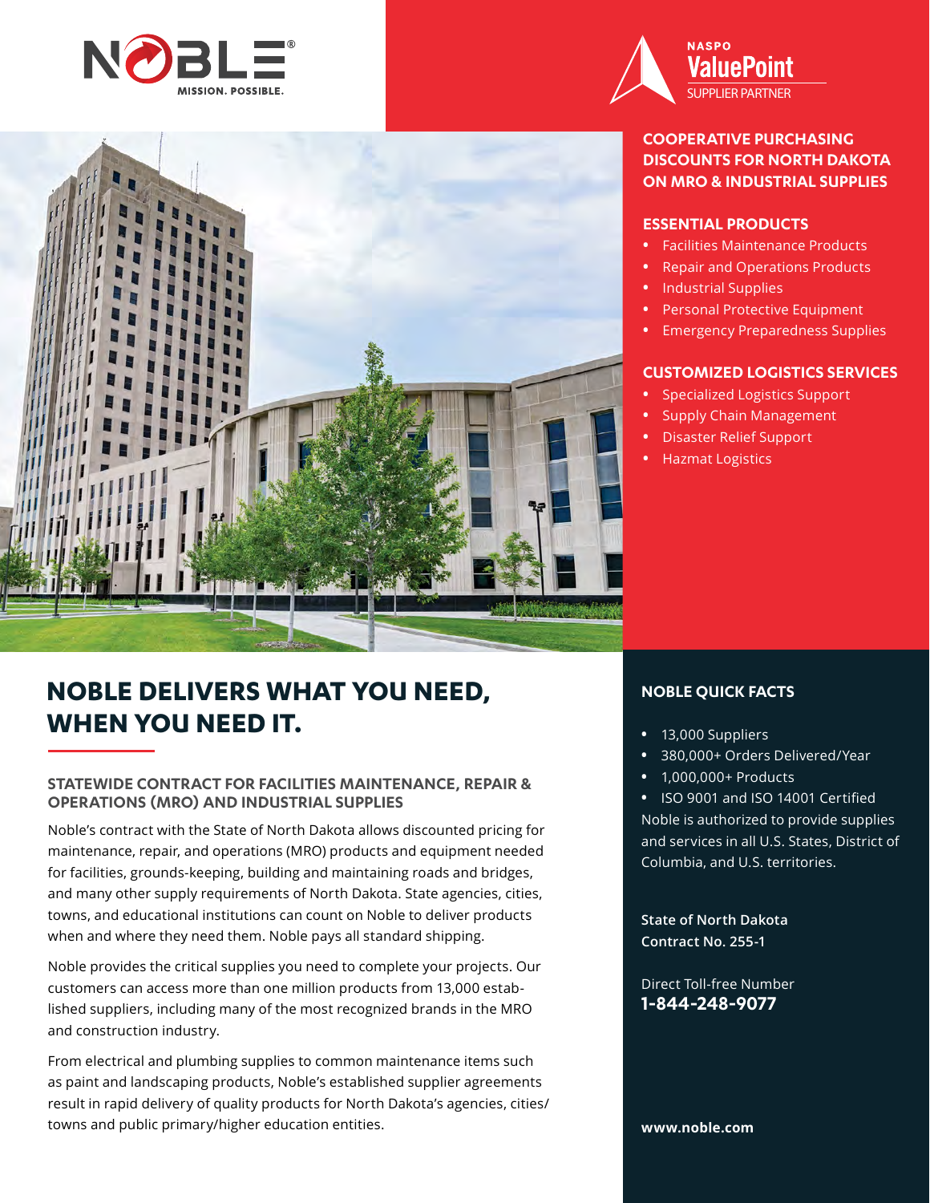NOBLE® MISSION. POSSIBLE.

NASPO ValuePoint SUPPLIER PARTNER

## COOPERATIVE PURCHASING DISCOUNTS FOR NORTH DAKOTA ON MRO & INDUSTRIAL SUPPLIES

### ESSENTIAL PRODUCTS

- Facilities Maintenance Products
- Repair and Operations Products
- Industrial Supplies
- Personal Protective Equipment
- Emergency Preparedness Supplies

### CUSTOMIZED LOGISTICS SERVICES

- Specialized Logistics Support
- Supply Chain Management
- Disaster Relief Support
- Hazmat Logistics

# NOBLE DELIVERS WHAT YOU NEED, WHEN YOU NEED IT.

### STATEWIDE CONTRACT FOR FACILITIES MAINTENANCE, REPAIR & OPERATIONS (MRO) AND INDUSTRIAL SUPPLIES

Noble's contract with the State of North Dakota allows discounted pricing for maintenance, repair, and operations (MRO) products and equipment needed for facilities, grounds-keeping, building and maintaining roads and bridges, and many other supply requirements of North Dakota. State agencies, cities, towns, and educational institutions can count on Noble to deliver products when and where they need them. Noble pays all standard shipping.

Noble provides the critical supplies you need to complete your projects. Our customers can access more than one million products from 13,000 established suppliers, including many of the most recognized brands in the MRO and construction industry.

From electrical and plumbing supplies to common maintenance items such as paint and landscaping products, Noble's established supplier agreements result in rapid delivery of quality products for North Dakota's agencies, cities/towns and public primary/higher education entities.

### NOBLE QUICK FACTS

- 13,000 Suppliers
- 380,000+ Orders Delivered/Year
- 1,000,000+ Products
- ISO 9001 and ISO 14001 Certified

Noble is authorized to provide supplies and services in all U.S. States, District of Columbia, and U.S. territories.

**State of North Dakota**
**Contract No. 255-1**

Direct Toll-free Number
**1-844-248-9077**

**www.noble.com**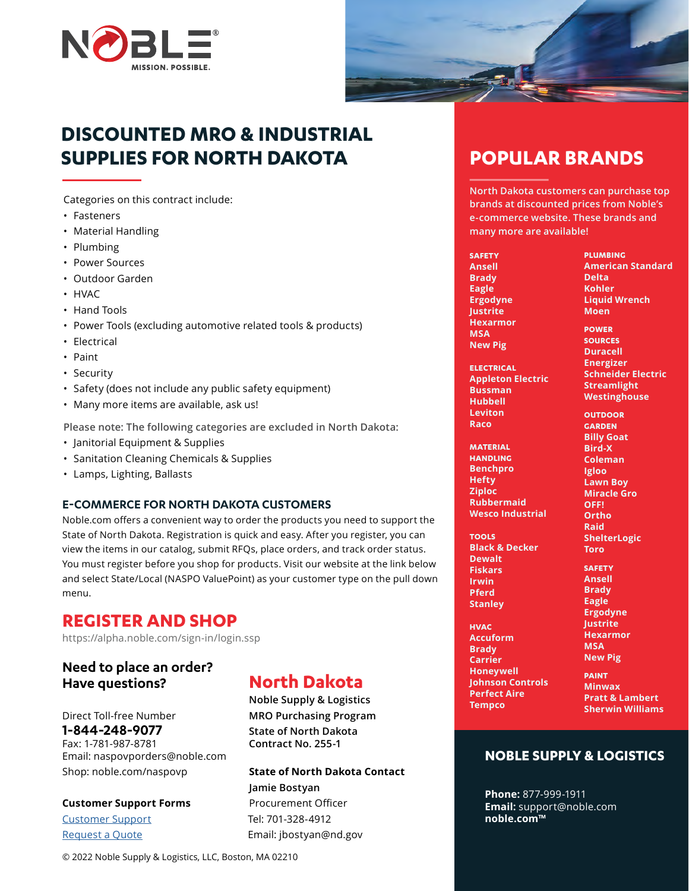NOBLE® MISSION. POSSIBLE.

# DISCOUNTED MRO & INDUSTRIAL SUPPLIES FOR NORTH DAKOTA

Categories on this contract include:

- Fasteners
- Material Handling
- Plumbing
- Power Sources
- Outdoor Garden
- HVAC
- Hand Tools
- Power Tools (excluding automotive related tools & products)
- Electrical
- Paint
- Security
- Safety (does not include any public safety equipment)
- Many more items are available, ask us!

**Please note: The following categories are excluded in North Dakota:**

- Janitorial Equipment & Supplies
- Sanitation Cleaning Chemicals & Supplies
- Lamps, Lighting, Ballasts

### E-COMMERCE FOR NORTH DAKOTA CUSTOMERS

Noble.com offers a convenient way to order the products you need to support the State of North Dakota. Registration is quick and easy. After you register, you can view the items in our catalog, submit RFQs, place orders, and track order status. You must register before you shop for products. Visit our website at the link below and select State/Local (NASPO ValuePoint) as your customer type on the pull down menu.

## REGISTER AND SHOP

https://alpha.noble.com/sign-in/login.ssp

### Need to place an order? Have questions?

Direct Toll-free Number
**1-844-248-9077**
Fax: 1-781-987-8781
Email: naspovporders@noble.com
Shop: noble.com/naspovp

**Customer Support Forms**
Customer Support
Request a Quote

## North Dakota

**Noble Supply & Logistics**
**MRO Purchasing Program**
**State of North Dakota**
**Contract No. 255-1**

**State of North Dakota Contact**
**Jamie Bostyan**
Procurement Officer
Tel: 701-328-4912
Email: jbostyan@nd.gov

© 2022 Noble Supply & Logistics, LLC, Boston, MA 02210

## POPULAR BRANDS

North Dakota customers can purchase top brands at discounted prices from Noble's e-commerce website. These brands and many more are available!

**SAFETY**
Ansell
Brady
Eagle
Ergodyne
Justrite
Hexarmor
MSA
New Pig

**ELECTRICAL**
Appleton Electric
Bussman
Hubbell
Leviton
Raco

**MATERIAL HANDLING**
Benchpro
Hefty
Ziploc
Rubbermaid
Wesco Industrial

**TOOLS**
Black & Decker
Dewalt
Fiskars
Irwin
Pferd
Stanley

**HVAC**
Accuform
Brady
Carrier
Honeywell
Johnson Controls
Perfect Aire
Tempco

**PLUMBING**
American Standard
Delta
Kohler
Liquid Wrench
Moen

**POWER SOURCES**
Duracell
Energizer
Schneider Electric
Streamlight
Westinghouse

**OUTDOOR GARDEN**
Billy Goat
Bird-X
Coleman
Igloo
Lawn Boy
Miracle Gro
OFF!
Ortho
Raid
ShelterLogic
Toro

**SAFETY**
Ansell
Brady
Eagle
Ergodyne
Justrite
Hexarmor
MSA
New Pig

**PAINT**
Minwax
Pratt & Lambert
Sherwin Williams

### NOBLE SUPPLY & LOGISTICS

**Phone:** 877-999-1911
**Email:** support@noble.com
**noble.com™**